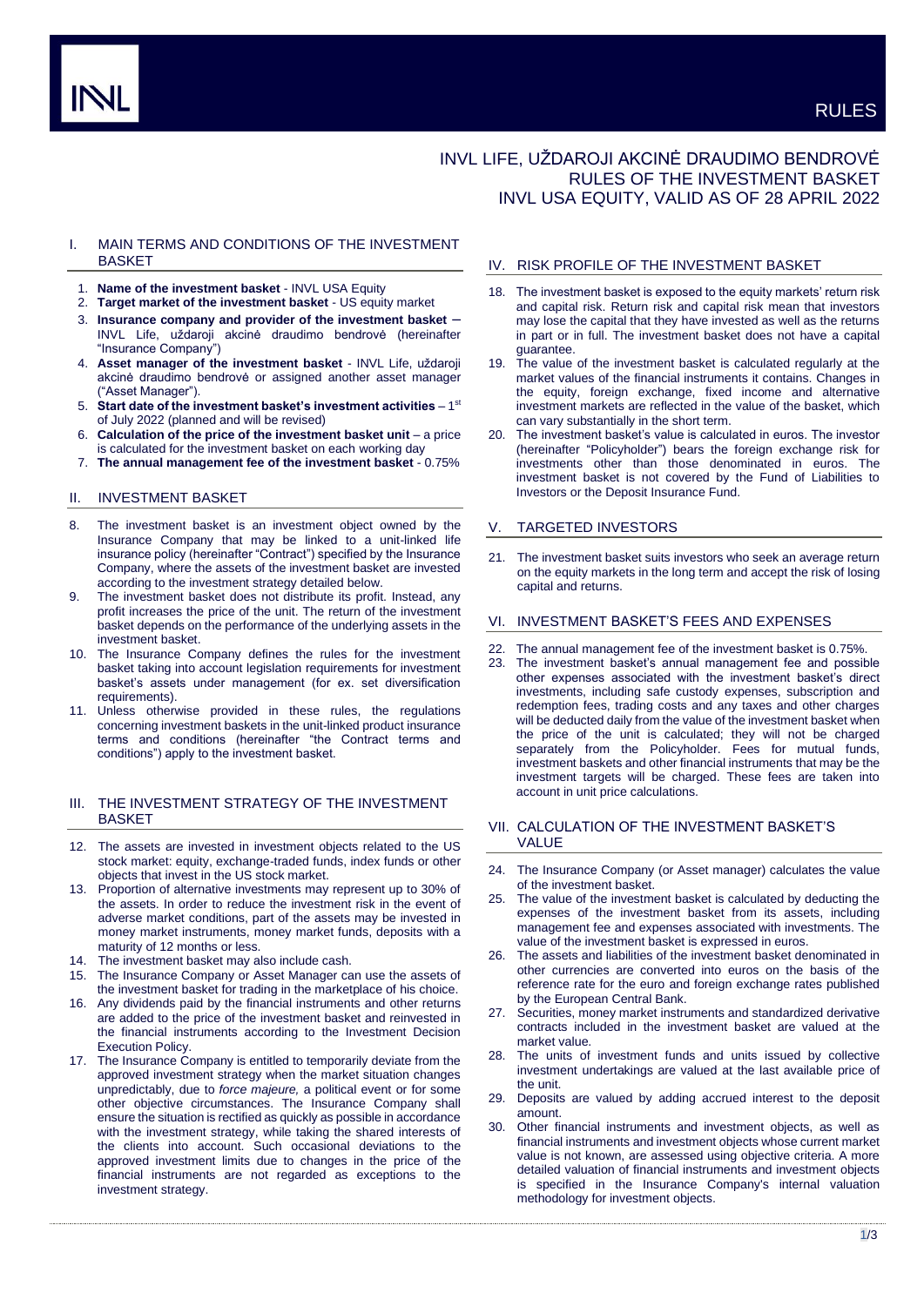# INVL LIFE, UŽDAROJI AKCINĖ DRAUDIMO BENDROVĖ RULES OF THE INVESTMENT BASKET INVL USA EQUITY, VALID AS OF 28 APRIL 2022

## I. MAIN TERMS AND CONDITIONS OF THE INVESTMENT BASKET

1. **Name of the investment basket** - INVL USA Equity
2. **Target market of the investment basket** - US equity market
3. **Insurance company and provider of the investment basket** – INVL Life, uždaroji akcinė draudimo bendrovė (hereinafter "Insurance Company")
4. **Asset manager of the investment basket** - INVL Life, uždaroji akcinė draudimo bendrovė or assigned another asset manager ("Asset Manager").
5. **Start date of the investment basket's investment activities** – 1st of July 2022 (planned and will be revised)
6. **Calculation of the price of the investment basket unit** – a price is calculated for the investment basket on each working day
7. **The annual management fee of the investment basket** - 0.75%

## II. INVESTMENT BASKET

8. The investment basket is an investment object owned by the Insurance Company that may be linked to a unit-linked life insurance policy (hereinafter "Contract") specified by the Insurance Company, where the assets of the investment basket are invested according to the investment strategy detailed below.
9. The investment basket does not distribute its profit. Instead, any profit increases the price of the unit. The return of the investment basket depends on the performance of the underlying assets in the investment basket.
10. The Insurance Company defines the rules for the investment basket taking into account legislation requirements for investment basket's assets under management (for ex. set diversification requirements).
11. Unless otherwise provided in these rules, the regulations concerning investment baskets in the unit-linked product insurance terms and conditions (hereinafter "the Contract terms and conditions") apply to the investment basket.

## III. THE INVESTMENT STRATEGY OF THE INVESTMENT BASKET

12. The assets are invested in investment objects related to the US stock market: equity, exchange-traded funds, index funds or other objects that invest in the US stock market.
13. Proportion of alternative investments may represent up to 30% of the assets. In order to reduce the investment risk in the event of adverse market conditions, part of the assets may be invested in money market instruments, money market funds, deposits with a maturity of 12 months or less.
14. The investment basket may also include cash.
15. The Insurance Company or Asset Manager can use the assets of the investment basket for trading in the marketplace of his choice.
16. Any dividends paid by the financial instruments and other returns are added to the price of the investment basket and reinvested in the financial instruments according to the Investment Decision Execution Policy.
17. The Insurance Company is entitled to temporarily deviate from the approved investment strategy when the market situation changes unpredictably, due to *force majeure,* a political event or for some other objective circumstances. The Insurance Company shall ensure the situation is rectified as quickly as possible in accordance with the investment strategy, while taking the shared interests of the clients into account. Such occasional deviations to the approved investment limits due to changes in the price of the financial instruments are not regarded as exceptions to the investment strategy.

## IV. RISK PROFILE OF THE INVESTMENT BASKET

18. The investment basket is exposed to the equity markets' return risk and capital risk. Return risk and capital risk mean that investors may lose the capital that they have invested as well as the returns in part or in full. The investment basket does not have a capital guarantee.
19. The value of the investment basket is calculated regularly at the market values of the financial instruments it contains. Changes in the equity, foreign exchange, fixed income and alternative investment markets are reflected in the value of the basket, which can vary substantially in the short term.
20. The investment basket's value is calculated in euros. The investor (hereinafter "Policyholder") bears the foreign exchange risk for investments other than those denominated in euros. The investment basket is not covered by the Fund of Liabilities to Investors or the Deposit Insurance Fund.

## V. TARGETED INVESTORS

21. The investment basket suits investors who seek an average return on the equity markets in the long term and accept the risk of losing capital and returns.

## VI. INVESTMENT BASKET'S FEES AND EXPENSES

22. The annual management fee of the investment basket is 0.75%.
23. The investment basket's annual management fee and possible other expenses associated with the investment basket's direct investments, including safe custody expenses, subscription and redemption fees, trading costs and any taxes and other charges will be deducted daily from the value of the investment basket when the price of the unit is calculated; they will not be charged separately from the Policyholder. Fees for mutual funds, investment baskets and other financial instruments that may be the investment targets will be charged. These fees are taken into account in unit price calculations.

## VII. CALCULATION OF THE INVESTMENT BASKET'S VALUE

24. The Insurance Company (or Asset manager) calculates the value of the investment basket.
25. The value of the investment basket is calculated by deducting the expenses of the investment basket from its assets, including management fee and expenses associated with investments. The value of the investment basket is expressed in euros.
26. The assets and liabilities of the investment basket denominated in other currencies are converted into euros on the basis of the reference rate for the euro and foreign exchange rates published by the European Central Bank.
27. Securities, money market instruments and standardized derivative contracts included in the investment basket are valued at the market value.
28. The units of investment funds and units issued by collective investment undertakings are valued at the last available price of the unit.
29. Deposits are valued by adding accrued interest to the deposit amount.
30. Other financial instruments and investment objects, as well as financial instruments and investment objects whose current market value is not known, are assessed using objective criteria. A more detailed valuation of financial instruments and investment objects is specified in the Insurance Company's internal valuation methodology for investment objects.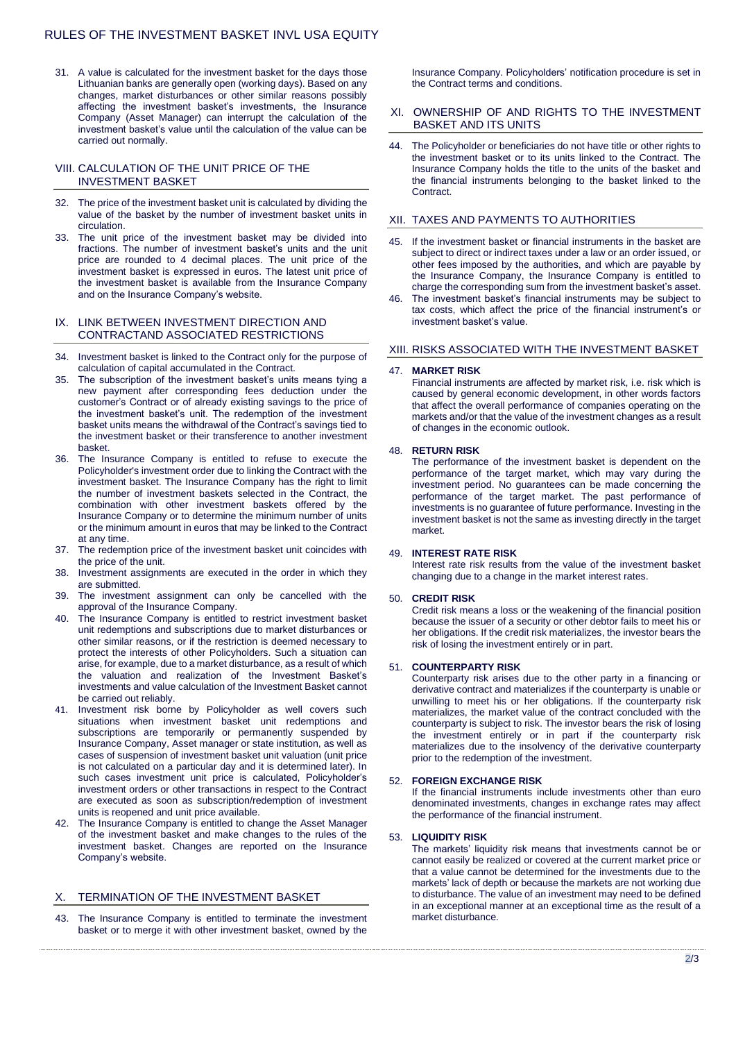31. A value is calculated for the investment basket for the days those Lithuanian banks are generally open (working days). Based on any changes, market disturbances or other similar reasons possibly affecting the investment basket's investments, the Insurance Company (Asset Manager) can interrupt the calculation of the investment basket's value until the calculation of the value can be carried out normally.

## VIII. CALCULATION OF THE UNIT PRICE OF THE INVESTMENT BASKET

32. The price of the investment basket unit is calculated by dividing the value of the basket by the number of investment basket units in circulation.
33. The unit price of the investment basket may be divided into fractions. The number of investment basket's units and the unit price are rounded to 4 decimal places. The unit price of the investment basket is expressed in euros. The latest unit price of the investment basket is available from the Insurance Company and on the Insurance Company's website.

## IX. LINK BETWEEN INVESTMENT DIRECTION AND CONTRACTAND ASSOCIATED RESTRICTIONS

34. Investment basket is linked to the Contract only for the purpose of calculation of capital accumulated in the Contract.
35. The subscription of the investment basket's units means tying a new payment after corresponding fees deduction under the customer's Contract or of already existing savings to the price of the investment basket's unit. The redemption of the investment basket units means the withdrawal of the Contract's savings tied to the investment basket or their transference to another investment basket.
36. The Insurance Company is entitled to refuse to execute the Policyholder's investment order due to linking the Contract with the investment basket. The Insurance Company has the right to limit the number of investment baskets selected in the Contract, the combination with other investment baskets offered by the Insurance Company or to determine the minimum number of units or the minimum amount in euros that may be linked to the Contract at any time.
37. The redemption price of the investment basket unit coincides with the price of the unit.
38. Investment assignments are executed in the order in which they are submitted.
39. The investment assignment can only be cancelled with the approval of the Insurance Company.
40. The Insurance Company is entitled to restrict investment basket unit redemptions and subscriptions due to market disturbances or other similar reasons, or if the restriction is deemed necessary to protect the interests of other Policyholders. Such a situation can arise, for example, due to a market disturbance, as a result of which the valuation and realization of the Investment Basket's investments and value calculation of the Investment Basket cannot be carried out reliably.
41. Investment risk borne by Policyholder as well covers such situations when investment basket unit redemptions and subscriptions are temporarily or permanently suspended by Insurance Company, Asset manager or state institution, as well as cases of suspension of investment basket unit valuation (unit price is not calculated on a particular day and it is determined later). In such cases investment unit price is calculated, Policyholder's investment orders or other transactions in respect to the Contract are executed as soon as subscription/redemption of investment units is reopened and unit price available.
42. The Insurance Company is entitled to change the Asset Manager of the investment basket and make changes to the rules of the investment basket. Changes are reported on the Insurance Company's website.

## X. TERMINATION OF THE INVESTMENT BASKET

43. The Insurance Company is entitled to terminate the investment basket or to merge it with other investment basket, owned by the Insurance Company. Policyholders' notification procedure is set in the Contract terms and conditions.

## XI. OWNERSHIP OF AND RIGHTS TO THE INVESTMENT BASKET AND ITS UNITS

44. The Policyholder or beneficiaries do not have title or other rights to the investment basket or to its units linked to the Contract. The Insurance Company holds the title to the units of the basket and the financial instruments belonging to the basket linked to the Contract.

## XII. TAXES AND PAYMENTS TO AUTHORITIES

45. If the investment basket or financial instruments in the basket are subject to direct or indirect taxes under a law or an order issued, or other fees imposed by the authorities, and which are payable by the Insurance Company, the Insurance Company is entitled to charge the corresponding sum from the investment basket's asset.
46. The investment basket's financial instruments may be subject to tax costs, which affect the price of the financial instrument's or investment basket's value.

## XIII. RISKS ASSOCIATED WITH THE INVESTMENT BASKET

47. **MARKET RISK**
Financial instruments are affected by market risk, i.e. risk which is caused by general economic development, in other words factors that affect the overall performance of companies operating on the markets and/or that the value of the investment changes as a result of changes in the economic outlook.

48. **RETURN RISK**
The performance of the investment basket is dependent on the performance of the target market, which may vary during the investment period. No guarantees can be made concerning the performance of the target market. The past performance of investments is no guarantee of future performance. Investing in the investment basket is not the same as investing directly in the target market.

49. **INTEREST RATE RISK**
Interest rate risk results from the value of the investment basket changing due to a change in the market interest rates.

50. **CREDIT RISK**
Credit risk means a loss or the weakening of the financial position because the issuer of a security or other debtor fails to meet his or her obligations. If the credit risk materializes, the investor bears the risk of losing the investment entirely or in part.

51. **COUNTERPARTY RISK**
Counterparty risk arises due to the other party in a financing or derivative contract and materializes if the counterparty is unable or unwilling to meet his or her obligations. If the counterparty risk materializes, the market value of the contract concluded with the counterparty is subject to risk. The investor bears the risk of losing the investment entirely or in part if the counterparty risk materializes due to the insolvency of the derivative counterparty prior to the redemption of the investment.

52. **FOREIGN EXCHANGE RISK**
If the financial instruments include investments other than euro denominated investments, changes in exchange rates may affect the performance of the financial instrument.

53. **LIQUIDITY RISK**
The markets' liquidity risk means that investments cannot be or cannot easily be realized or covered at the current market price or that a value cannot be determined for the investments due to the markets' lack of depth or because the markets are not working due to disturbance. The value of an investment may need to be defined in an exceptional manner at an exceptional time as the result of a market disturbance.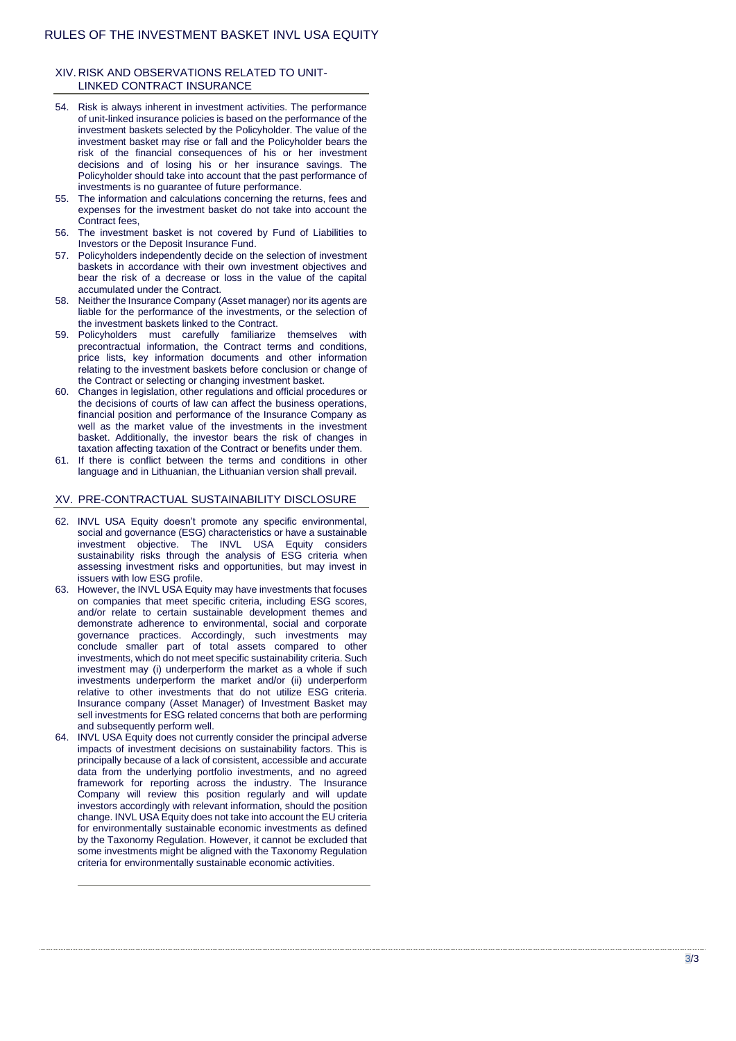## XIV. RISK AND OBSERVATIONS RELATED TO UNIT-LINKED CONTRACT INSURANCE

54. Risk is always inherent in investment activities. The performance of unit-linked insurance policies is based on the performance of the investment baskets selected by the Policyholder. The value of the investment basket may rise or fall and the Policyholder bears the risk of the financial consequences of his or her investment decisions and of losing his or her insurance savings. The Policyholder should take into account that the past performance of investments is no guarantee of future performance.
55. The information and calculations concerning the returns, fees and expenses for the investment basket do not take into account the Contract fees,
56. The investment basket is not covered by Fund of Liabilities to Investors or the Deposit Insurance Fund.
57. Policyholders independently decide on the selection of investment baskets in accordance with their own investment objectives and bear the risk of a decrease or loss in the value of the capital accumulated under the Contract.
58. Neither the Insurance Company (Asset manager) nor its agents are liable for the performance of the investments, or the selection of the investment baskets linked to the Contract.
59. Policyholders must carefully familiarize themselves with precontractual information, the Contract terms and conditions, price lists, key information documents and other information relating to the investment baskets before conclusion or change of the Contract or selecting or changing investment basket.
60. Changes in legislation, other regulations and official procedures or the decisions of courts of law can affect the business operations, financial position and performance of the Insurance Company as well as the market value of the investments in the investment basket. Additionally, the investor bears the risk of changes in taxation affecting taxation of the Contract or benefits under them.
61. If there is conflict between the terms and conditions in other language and in Lithuanian, the Lithuanian version shall prevail.

## XV. PRE-CONTRACTUAL SUSTAINABILITY DISCLOSURE

62. INVL USA Equity doesn't promote any specific environmental, social and governance (ESG) characteristics or have a sustainable investment objective. The INVL USA Equity considers sustainability risks through the analysis of ESG criteria when assessing investment risks and opportunities, but may invest in issuers with low ESG profile.
63. However, the INVL USA Equity may have investments that focuses on companies that meet specific criteria, including ESG scores, and/or relate to certain sustainable development themes and demonstrate adherence to environmental, social and corporate governance practices. Accordingly, such investments may conclude smaller part of total assets compared to other investments, which do not meet specific sustainability criteria. Such investment may (i) underperform the market as a whole if such investments underperform the market and/or (ii) underperform relative to other investments that do not utilize ESG criteria. Insurance company (Asset Manager) of Investment Basket may sell investments for ESG related concerns that both are performing and subsequently perform well.
64. INVL USA Equity does not currently consider the principal adverse impacts of investment decisions on sustainability factors. This is principally because of a lack of consistent, accessible and accurate data from the underlying portfolio investments, and no agreed framework for reporting across the industry. The Insurance Company will review this position regularly and will update investors accordingly with relevant information, should the position change. INVL USA Equity does not take into account the EU criteria for environmentally sustainable economic investments as defined by the Taxonomy Regulation. However, it cannot be excluded that some investments might be aligned with the Taxonomy Regulation criteria for environmentally sustainable economic activities.